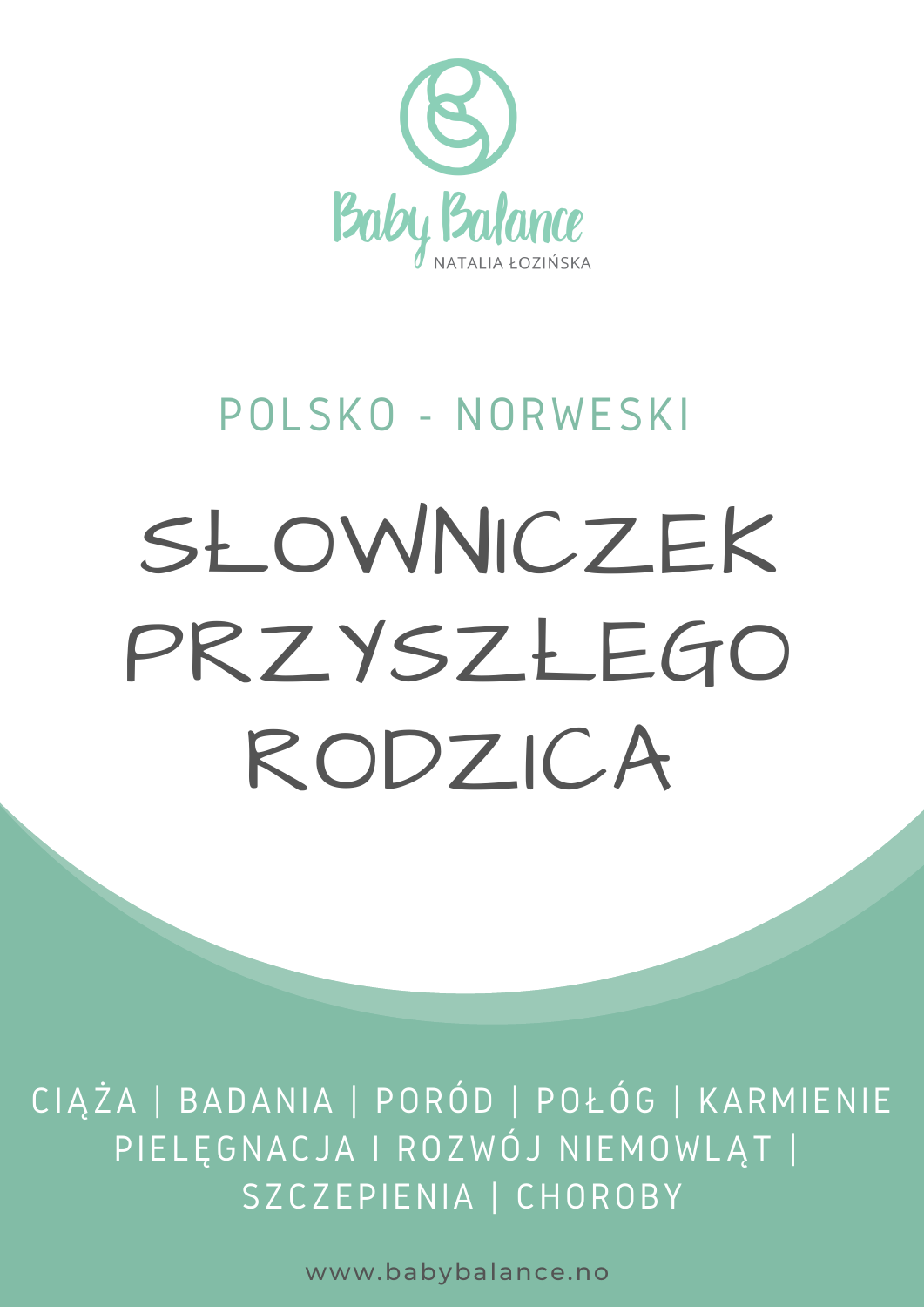Baby Balance

NATALIA ŁOZIŃSKA

POLSKO - NORWESKI

# SŁOWNICZEK PRZYSZŁEGO RODZICA

CIĄŻA | BADANIA | PORÓD | POŁÓG | KARMIENIE
PIELĘGNACJA I ROZWÓJ NIEMOWLĄT |
SZCZEPIENIA | CHOROBY

www.babybalance.no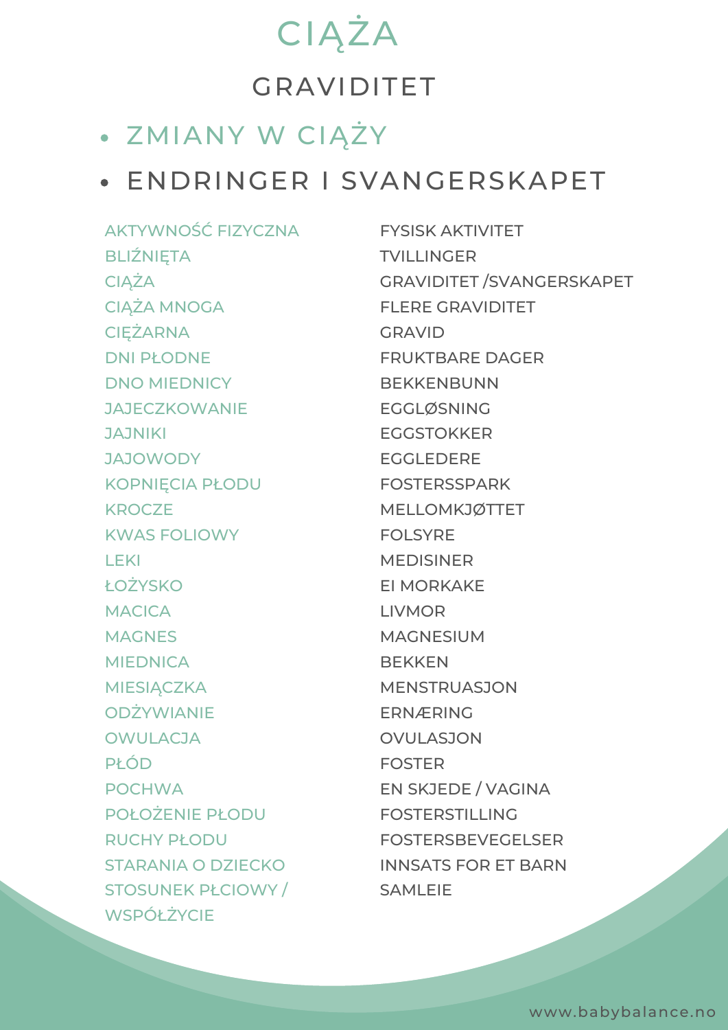# CIĄŻA

## GRAVIDITET

- ZMIANY W CIĄŻY
- ENDRINGER I SVANGERSKAPET

| | |
|---|---|
| AKTYWNOŚĆ FIZYCZNA | FYSISK AKTIVITET |
| BLIŹNIĘTA | TVILLINGER |
| CIĄŻA | GRAVIDITET /SVANGERSKAPET |
| CIĄŻA MNOGA | FLERE GRAVIDITET |
| CIĘŻARNA | GRAVID |
| DNI PŁODNE | FRUKTBARE DAGER |
| DNO MIEDNICY | BEKKENBUNN |
| JAJECZKOWANIE | EGGLØSNING |
| JAJNIKI | EGGSTOKKER |
| JAJOWODY | EGGLEDERE |
| KOPNIĘCIA PŁODU | FOSTERSSPARK |
| KROCZE | MELLOMKJØTTET |
| KWAS FOLIOWY | FOLSYRE |
| LEKI | MEDISINER |
| ŁOŻYSKO | EI MORKAKE |
| MACICA | LIVMOR |
| MAGNES | MAGNESIUM |
| MIEDNICA | BEKKEN |
| MIESIĄCZKA | MENSTRUASJON |
| ODŻYWIANIE | ERNÆRING |
| OWULACJA | OVULASJON |
| PŁÓD | FOSTER |
| POCHWA | EN SKJEDE / VAGINA |
| POŁOŻENIE PŁODU | FOSTERSTILLING |
| RUCHY PŁODU | FOSTERSBEVEGELSER |
| STARANIA O DZIECKO | INNSATS FOR ET BARN |
| STOSUNEK PŁCIOWY / WSPÓŁŻYCIE | SAMLEIE |

www.babybalance.no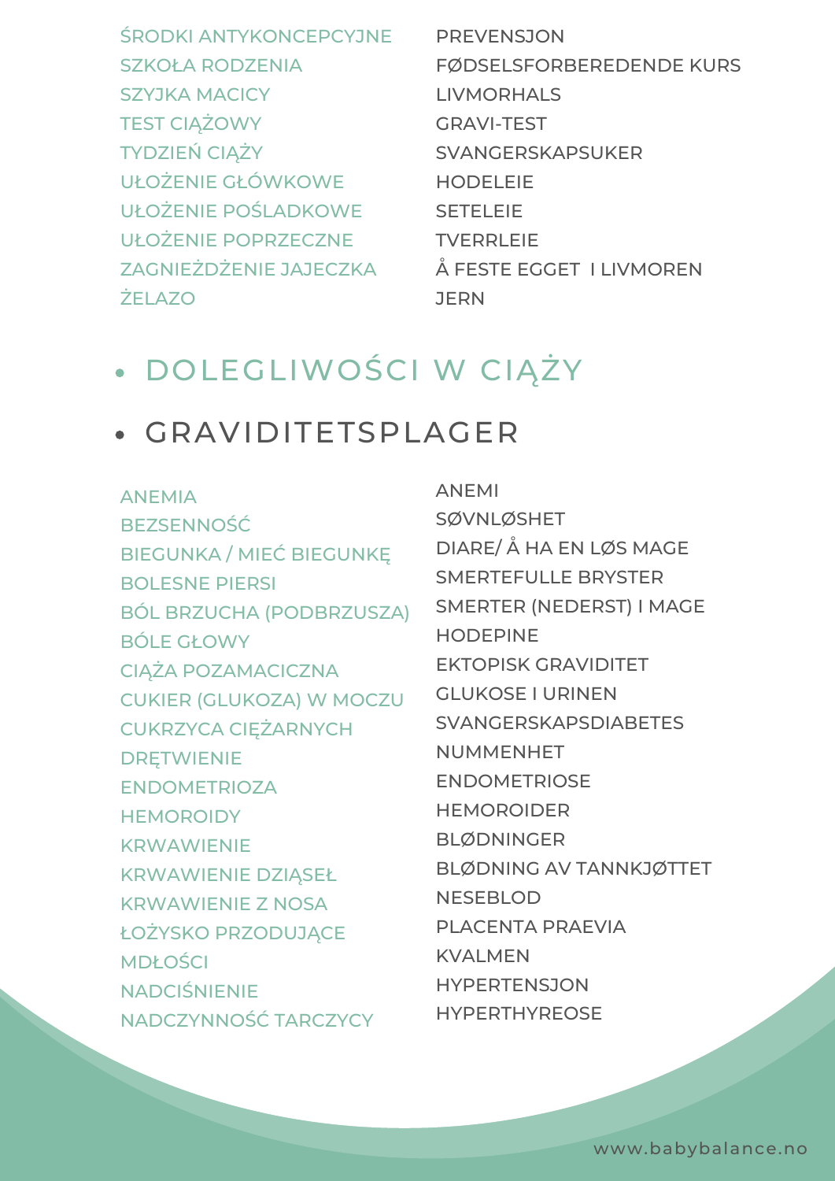| | |
|---|---|
| ŚRODKI ANTYKONCEPCYJNE | PREVENSJON |
| SZKOŁA RODZENIA | FØDSELSFORBEREDENDE KURS |
| SZYJKA MACICY | LIVMORHALS |
| TEST CIĄŻOWY | GRAVI-TEST |
| TYDZIEŃ CIĄŻY | SVANGERSKAPSUKER |
| UŁOŻENIE GŁÓWKOWE | HODELEIE |
| UŁOŻENIE POŚLADKOWE | SETELEIE |
| UŁOŻENIE POPRZECZNE | TVERRLEIE |
| ZAGNIEŻDŻENIE JAJECZKA | Å FESTE EGGET I LIVMOREN |
| ŻELAZO | JERN |

- ## DOLEGLIWOŚCI W CIĄŻY
- ## GRAVIDITETSPLAGER

| | |
|---|---|
| ANEMIA | ANEMI |
| BEZSENNOŚĆ | SØVNLØSHET |
| BIEGUNKA / MIEĆ BIEGUNKĘ | DIARE/ Å HA EN LØS MAGE |
| BOLESNE PIERSI | SMERTEFULLE BRYSTER |
| BÓL BRZUCHA (PODBRZUSZA) | SMERTER (NEDERST) I MAGE |
| BÓLE GŁOWY | HODEPINE |
| CIĄŻA POZAMACICZNA | EKTOPISK GRAVIDITET |
| CUKIER (GLUKOZA) W MOCZU | GLUKOSE I URINEN |
| CUKRZYCA CIĘŻARNYCH | SVANGERSKAPSDIABETES |
| DRĘTWIENIE | NUMMENHET |
| ENDOMETRIOZA | ENDOMETRIOSE |
| HEMOROIDY | HEMOROIDER |
| KRWAWIENIE | BLØDNINGER |
| KRWAWIENIE DZIĄSEŁ | BLØDNING AV TANNKJØTTET |
| KRWAWIENIE Z NOSA | NESEBLOD |
| ŁOŻYSKO PRZODUJĄCE | PLACENTA PRAEVIA |
| MDŁOŚCI | KVALMEN |
| NADCIŚNIENIE | HYPERTENSJON |
| NADCZYNNOŚĆ TARCZYCY | HYPERTHYREOSE |

www.babybalance.no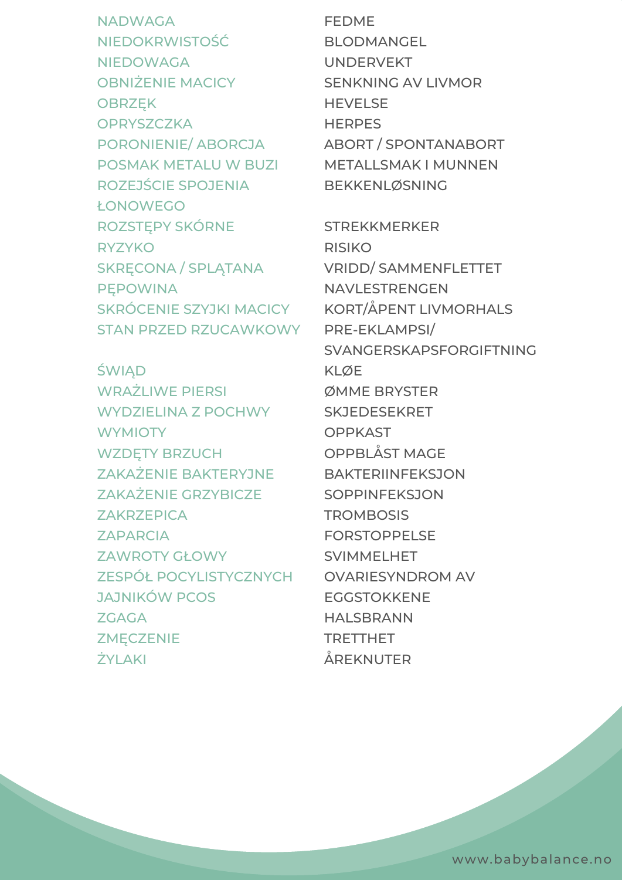| | |
|---|---|
| NADWAGA | FEDME |
| NIEDOKRWISTOŚĆ | BLODMANGEL |
| NIEDOWAGA | UNDERVEKT |
| OBNIŻENIE MACICY | SENKNING AV LIVMOR |
| OBRZĘK | HEVELSE |
| OPRYSZCZKA | HERPES |
| PORONIENIE/ ABORCJA | ABORT / SPONTANABORT |
| POSMAK METALU W BUZI | METALLSMAK I MUNNEN |
| ROZEJŚCIE SPOJENIA ŁONOWEGO | BEKKENLØSNING |
| ROZSTĘPY SKÓRNE | STREKKMERKER |
| RYZYKO | RISIKO |
| SKRĘCONA / SPLĄTANA PĘPOWINA | VRIDD/ SAMMENFLETTET NAVLESTRENGEN |
| SKRÓCENIE SZYJKI MACICY | KORT/ÅPENT LIVMORHALS |
| STAN PRZED RZUCAWKOWY | PRE-EKLAMPSI/ SVANGERSKAPSFORGIFTNING |
| ŚWIĄD | KLØE |
| WRAŻLIWE PIERSI | ØMME BRYSTER |
| WYDZIELINA Z POCHWY | SKJEDESEKRET |
| WYMIOTY | OPPKAST |
| WZDĘTY BRZUCH | OPPBLÅST MAGE |
| ZAKAŻENIE BAKTERYJNE | BAKTERIINFEKSJON |
| ZAKAŻENIE GRZYBICZE | SOPPINFEKSJON |
| ZAKRZEPICA | TROMBOSIS |
| ZAPARCIA | FORSTOPPELSE |
| ZAWROTY GŁOWY | SVIMMELHET |
| ZESPÓŁ POCYLISTYCZNYCH JAJNIKÓW PCOS | OVARIESYNDROM AV EGGSTOKKENE |
| ZGAGA | HALSBRANN |
| ZMĘCZENIE | TRETTHET |
| ŻYLAKI | ÅREKNUTER |

www.babybalance.no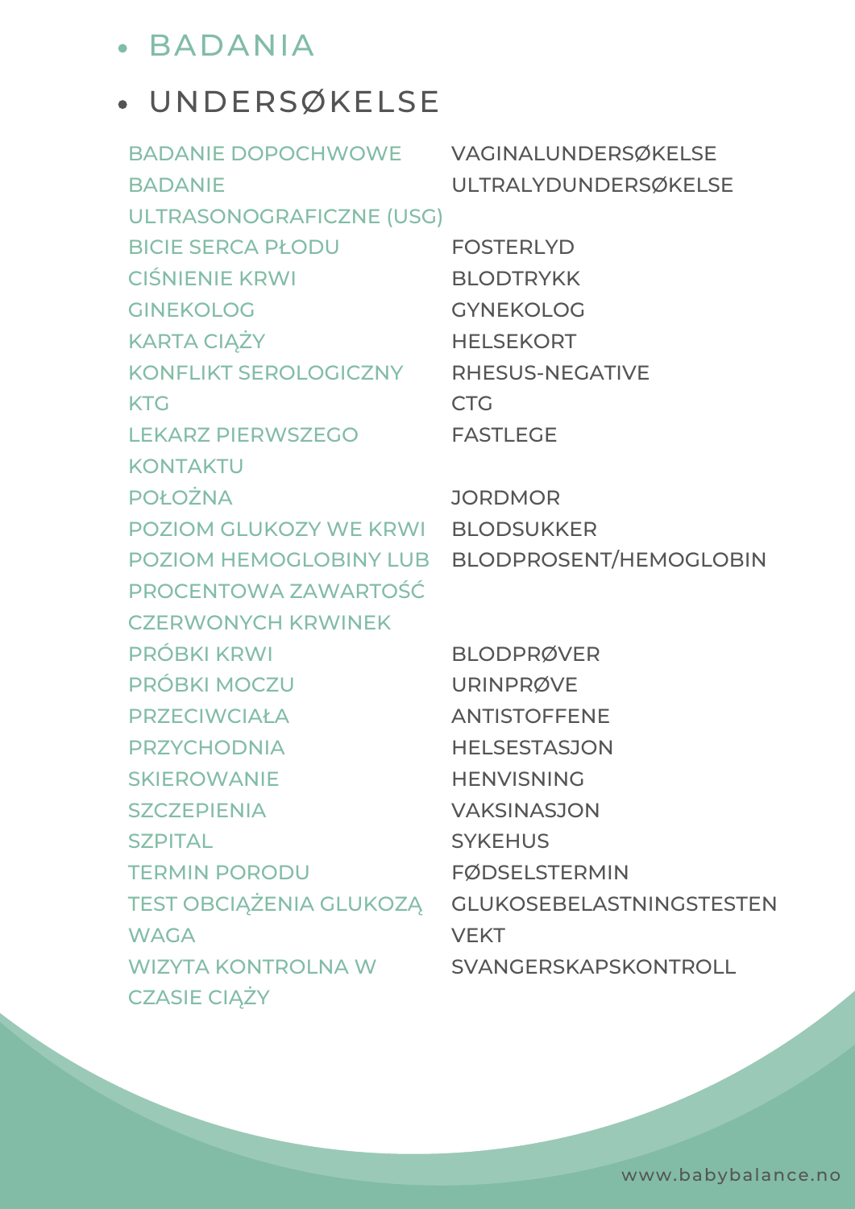- BADANIA
- UNDERSØKELSE

| BADANIA | UNDERSØKELSE |
| --- | --- |
| BADANIE DOPOCHWOWE | VAGINALUNDERSØKELSE |
| BADANIE ULTRASONOGRAFICZNE (USG) | ULTRALYDUNDERSØKELSE |
| BICIE SERCA PŁODU | FOSTERLYD |
| CIŚNIENIE KRWI | BLODTRYKK |
| GINEKOLOG | GYNEKOLOG |
| KARTA CIĄŻY | HELSEKORT |
| KONFLIKT SEROLOGICZNY | RHESUS-NEGATIVE |
| KTG | CTG |
| LEKARZ PIERWSZEGO KONTAKTU | FASTLEGE |
| POŁOŻNA | JORDMOR |
| POZIOM GLUKOZY WE KRWI | BLODSUKKER |
| POZIOM HEMOGLOBINY LUB PROCENTOWA ZAWARTOŚĆ CZERWONYCH KRWINEK | BLODPROSENT/HEMOGLOBIN |
| PRÓBKI KRWI | BLODPRØVER |
| PRÓBKI MOCZU | URINPRØVE |
| PRZECIWCIAŁA | ANTISTOFFENE |
| PRZYCHODNIA | HELSESTASJON |
| SKIEROWANIE | HENVISNING |
| SZCZEPIENIA | VAKSINASJON |
| SZPITAL | SYKEHUS |
| TERMIN PORODU | FØDSELSTERMIN |
| TEST OBCIĄŻENIA GLUKOZĄ | GLUKOSEBELASTNINGSTESTEN |
| WAGA | VEKT |
| WIZYTA KONTROLNA W CZASIE CIĄŻY | SVANGERSKAPSKONTROLL |

www.babybalance.no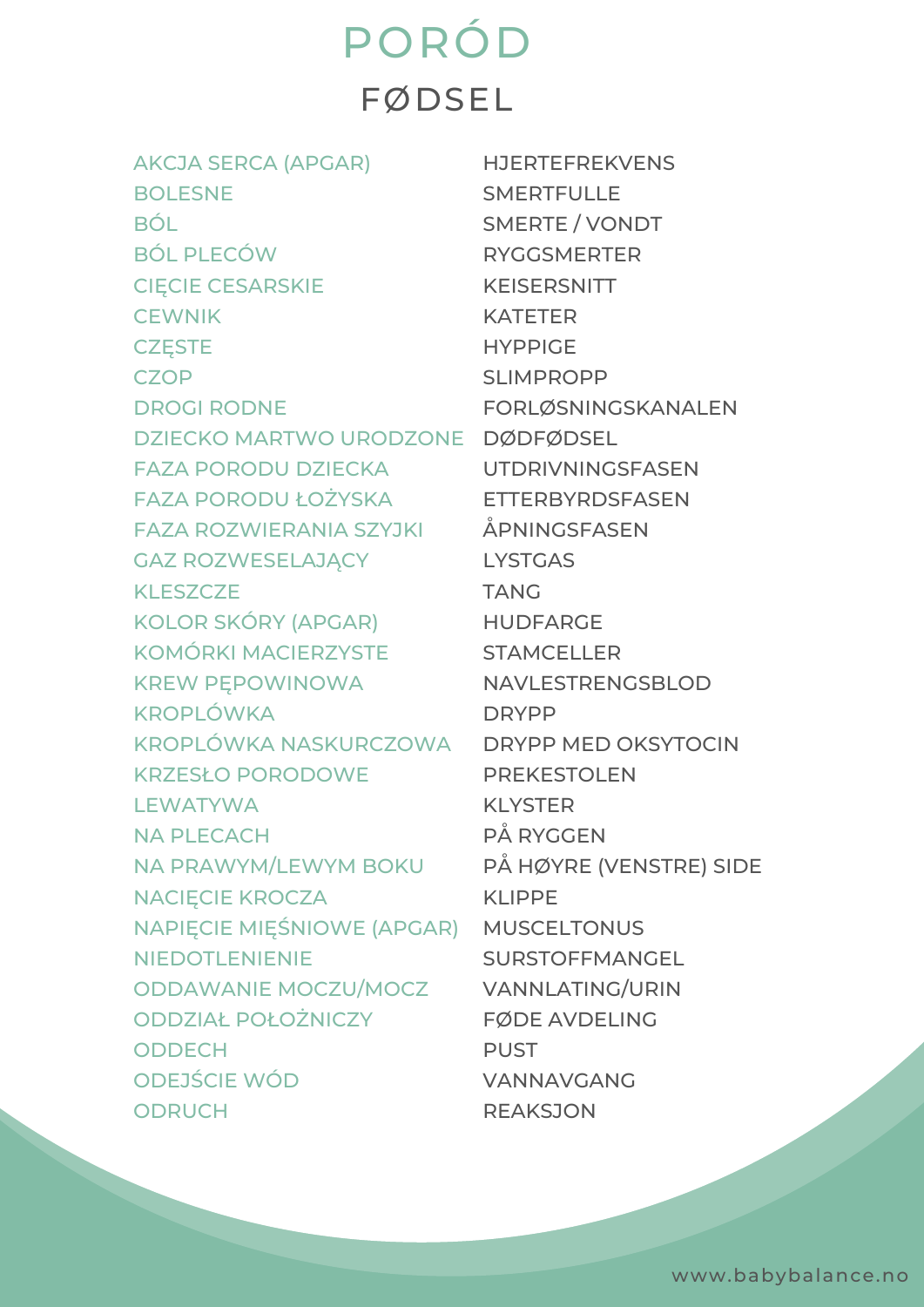# PORÓD

## FØDSEL

| | |
|---|---|
| AKCJA SERCA (APGAR) | HJERTEFREKVENS |
| BOLESNE | SMERTFULLE |
| BÓL | SMERTE / VONDT |
| BÓL PLECÓW | RYGGSMERTER |
| CIĘCIE CESARSKIE | KEISERSNITT |
| CEWNIK | KATETER |
| CZĘSTE | HYPPIGE |
| CZOP | SLIMPROPP |
| DROGI RODNE | FORLØSNINGSKANALEN |
| DZIECKO MARTWO URODZONE | DØDFØDSEL |
| FAZA PORODU DZIECKA | UTDRIVNINGSFASEN |
| FAZA PORODU ŁOŻYSKA | ETTERBYRDSFASEN |
| FAZA ROZWIERANIA SZYJKI | ÅPNINGSFASEN |
| GAZ ROZWESELAJĄCY | LYSTGAS |
| KLESZCZE | TANG |
| KOLOR SKÓRY (APGAR) | HUDFARGE |
| KOMÓRKI MACIERZYSTE | STAMCELLER |
| KREW PĘPOWINOWA | NAVLESTRENGSBLOD |
| KROPLÓWKA | DRYPP |
| KROPLÓWKA NASKURCZOWA | DRYPP MED OKSYTOCIN |
| KRZESŁO PORODOWE | PREKESTOLEN |
| LEWATYWA | KLYSTER |
| NA PLECACH | PÅ RYGGEN |
| NA PRAWYM/LEWYM BOKU | PÅ HØYRE (VENSTRE) SIDE |
| NACIĘCIE KROCZA | KLIPPE |
| NAPIĘCIE MIĘŚNIOWE (APGAR) | MUSCELTONUS |
| NIEDOTLENIENIE | SURSTOFFMANGEL |
| ODDAWANIE MOCZU/MOCZ | VANNLATING/URIN |
| ODDZIAŁ POŁOŻNICZY | FØDE AVDELING |
| ODDECH | PUST |
| ODEJŚCIE WÓD | VANNAVGANG |
| ODRUCH | REAKSJON |

www.babybalance.no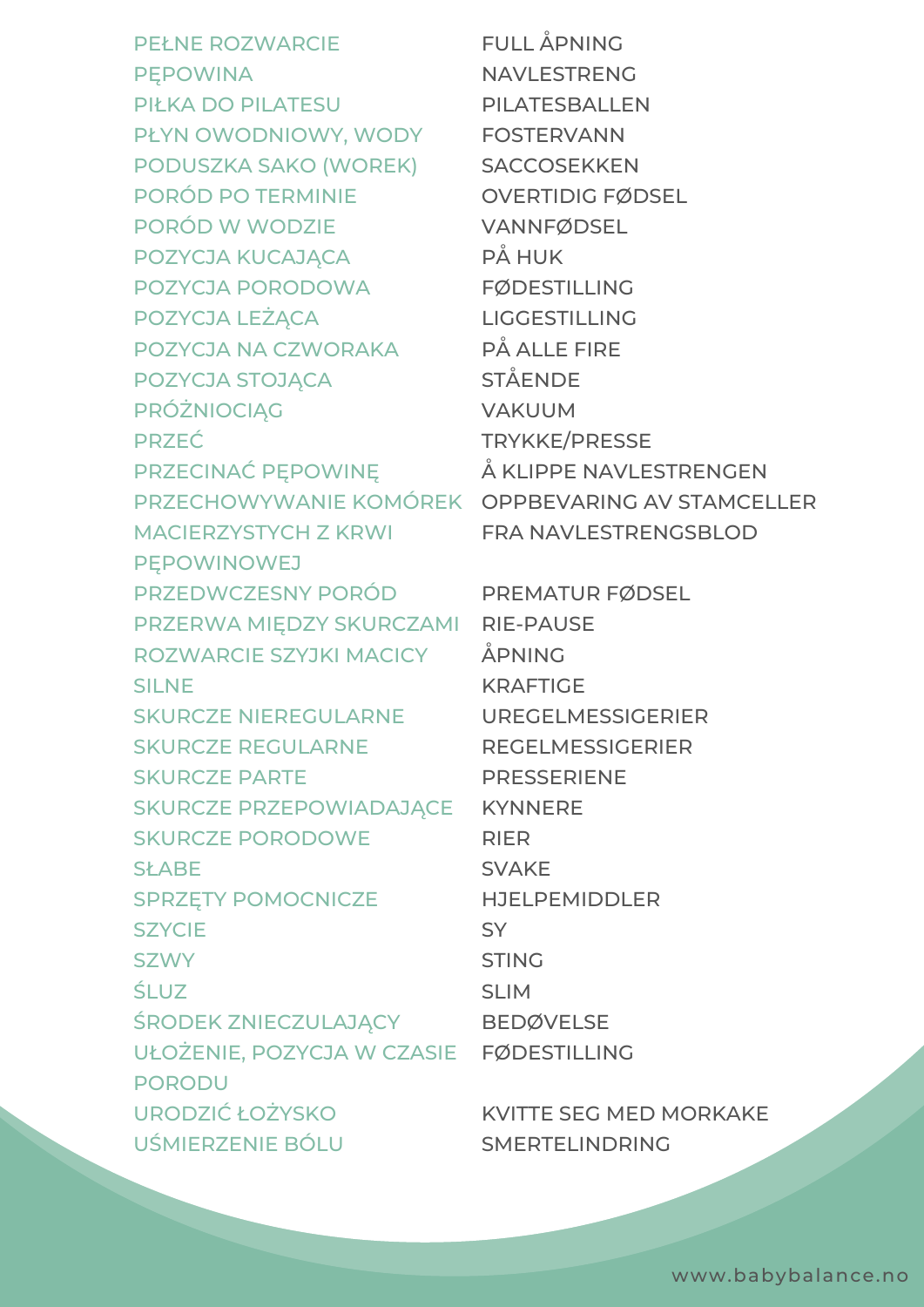| | |
|---|---|
| PEŁNE ROZWARCIE | FULL ÅPNING |
| PĘPOWINA | NAVLESTRENG |
| PIŁKA DO PILATESU | PILATESBALLEN |
| PŁYN OWODNIOWY, WODY | FOSTERVANN |
| PODUSZKA SAKO (WOREK) | SACCOSEKKEN |
| PORÓD PO TERMINIE | OVERTIDIG FØDSEL |
| PORÓD W WODZIE | VANNFØDSEL |
| POZYCJA KUCAJĄCA | PÅ HUK |
| POZYCJA PORODOWA | FØDESTILLING |
| POZYCJA LEŻĄCA | LIGGESTILLING |
| POZYCJA NA CZWORAKA | PÅ ALLE FIRE |
| POZYCJA STOJĄCA | STÅENDE |
| PRÓŻNIOCIĄG | VAKUUM |
| PRZEĆ | TRYKKE/PRESSE |
| PRZECINAĆ PĘPOWINĘ | Å KLIPPE NAVLESTRENGEN |
| PRZECHOWYWANIE KOMÓREK MACIERZYSTYCH Z KRWI PĘPOWINOWEJ | OPPBEVARING AV STAMCELLER FRA NAVLESTRENGSBLOD |
| PRZEDWCZESNY PORÓD | PREMATUR FØDSEL |
| PRZERWA MIĘDZY SKURCZAMI | RIE-PAUSE |
| ROZWARCIE SZYJKI MACICY | ÅPNING |
| SILNE | KRAFTIGE |
| SKURCZE NIEREGULARNE | UREGELMESSIGERIER |
| SKURCZE REGULARNE | REGELMESSIGERIER |
| SKURCZE PARTE | PRESSERIENE |
| SKURCZE PRZEPOWIADAJĄCE | KYNNERE |
| SKURCZE PORODOWE | RIER |
| SŁABE | SVAKE |
| SPRZĘTY POMOCNICZE | HJELPEMIDDLER |
| SZYCIE | SY |
| SZWY | STING |
| ŚLUZ | SLIM |
| ŚRODEK ZNIECZULAJĄCY | BEDØVELSE |
| UŁOŻENIE, POZYCJA W CZASIE PORODU | FØDESTILLING |
| URODZIĆ ŁOŻYSKO | KVITTE SEG MED MORKAKE |
| UŚMIERZENIE BÓLU | SMERTELINDRING |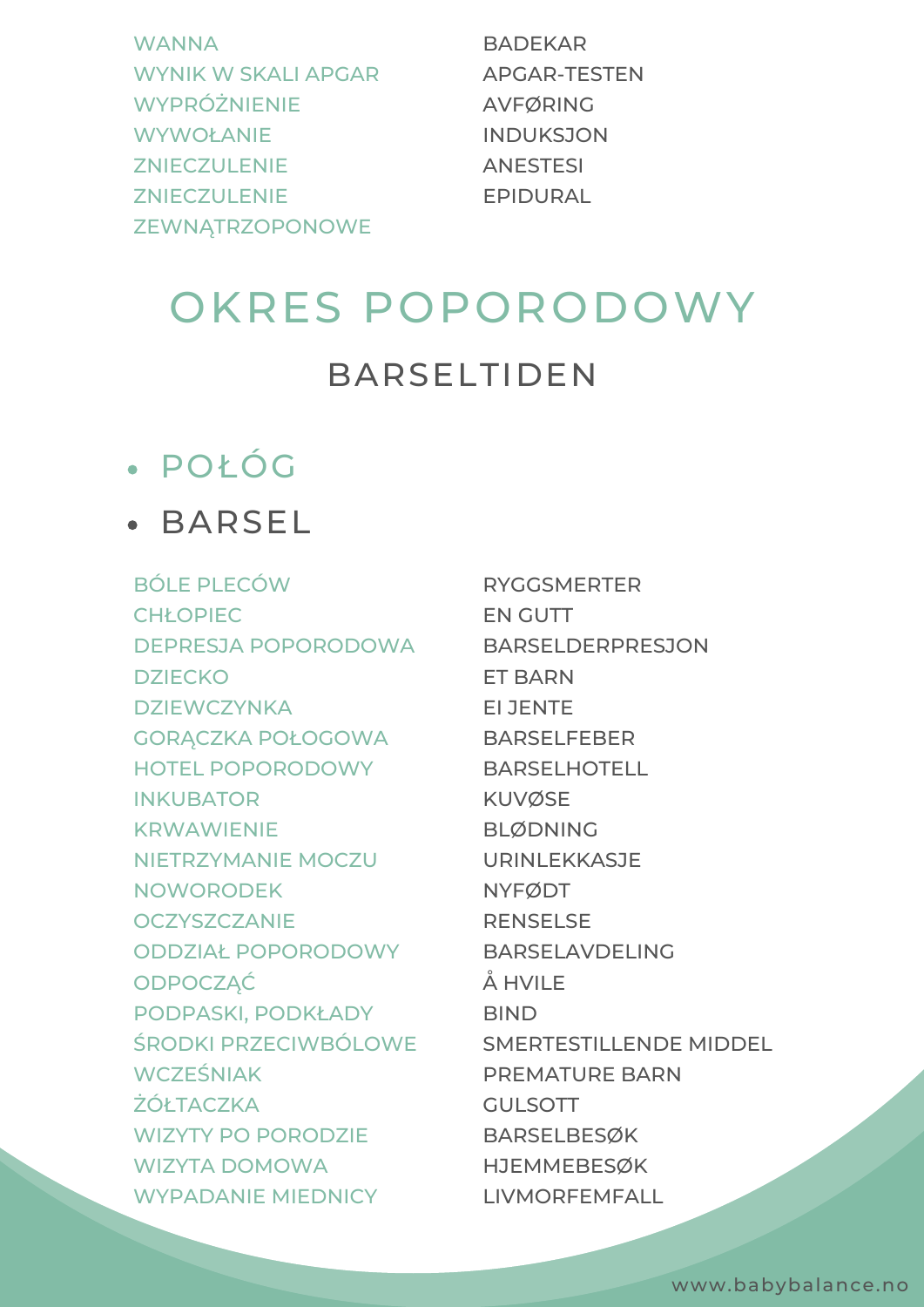| | |
|---|---|
| WANNA | BADEKAR |
| WYNIK W SKALI APGAR | APGAR-TESTEN |
| WYPRÓŻNIENIE | AVFØRING |
| WYWOŁANIE | INDUKSJON |
| ZNIECZULENIE | ANESTESI |
| ZNIECZULENIE ZEWNĄTRZOPONOWE | EPIDURAL |

# OKRES POPORODOWY

## BARSELTIDEN

- POŁÓG
- BARSEL

| | |
|---|---|
| BÓLE PLECÓW | RYGGSMERTER |
| CHŁOPIEC | EN GUTT |
| DEPRESJA POPORODOWA | BARSELDERPRESJON |
| DZIECKO | ET BARN |
| DZIEWCZYNKA | EI JENTE |
| GORĄCZKA POŁOGOWA | BARSELFEBER |
| HOTEL POPORODOWY | BARSELHOTELL |
| INKUBATOR | KUVØSE |
| KRWAWIENIE | BLØDNING |
| NIETRZYMANIE MOCZU | URINLEKKASJE |
| NOWORODEK | NYFØDT |
| OCZYSZCZANIE | RENSELSE |
| ODDZIAŁ POPORODOWY | BARSELAVDELING |
| ODPOCZĄĆ | Å HVILE |
| PODPASKI, PODKŁADY | BIND |
| ŚRODKI PRZECIWBÓLOWE | SMERTESTILLENDE MIDDEL |
| WCZEŚNIAK | PREMATURE BARN |
| ŻÓŁTACZKA | GULSOTT |
| WIZYTY PO PORODZIE | BARSELBESØK |
| WIZYTA DOMOWA | HJEMMEBESØK |
| WYPADANIE MIEDNICY | LIVMORFEMFALL |

www.babybalance.no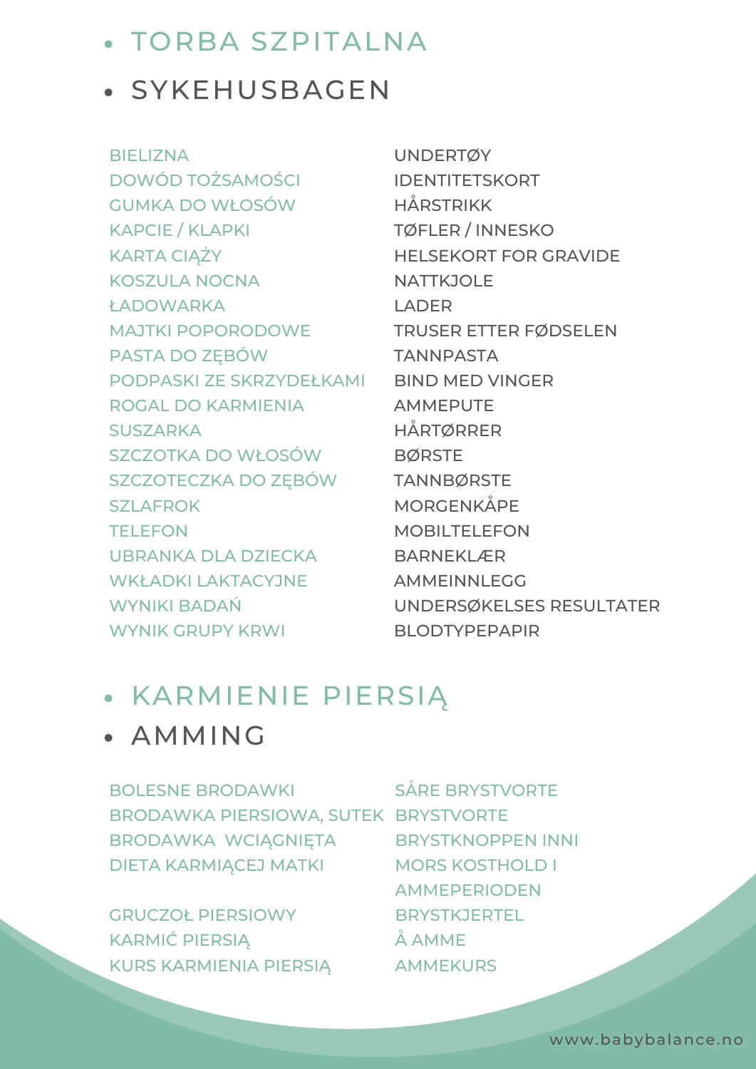- TORBA SZPITALNA
- SYKEHUSBAGEN

| | |
|---|---|
| BIELIZNA | UNDERTØY |
| DOWÓD TOŻSAMOŚCI | IDENTITETSKORT |
| GUMKA DO WŁOSÓW | HÅRSTRIKK |
| KAPCIE / KLAPKI | TØFLER / INNESKO |
| KARTA CIĄŻY | HELSEKORT FOR GRAVIDE |
| KOSZULA NOCNA | NATTKJOLE |
| ŁADOWARKA | LADER |
| MAJTKI POPORODOWE | TRUSER ETTER FØDSELEN |
| PASTA DO ZĘBÓW | TANNPASTA |
| PODPASKI ZE SKRZYDEŁKAMI | BIND MED VINGER |
| ROGAL DO KARMIENIA | AMMEPUTE |
| SUSZARKA | HÅRTØRRER |
| SZCZOTKA DO WŁOSÓW | BØRSTE |
| SZCZOTECZKA DO ZĘBÓW | TANNBØRSTE |
| SZLAFROK | MORGENKÅPE |
| TELEFON | MOBILTELEFON |
| UBRANKA DLA DZIECKA | BARNEKLÆR |
| WKŁADKI LAKTACYJNE | AMMEINNLEGG |
| WYNIKI BADAŃ | UNDERSØKELSES RESULTATER |
| WYNIK GRUPY KRWI | BLODTYPEPAPIR |

- KARMIENIE PIERSIĄ
- AMMING

| | |
|---|---|
| BOLESNE BRODAWKI | SÅRE BRYSTVORTE |
| BRODAWKA PIERSIOWA, SUTEK | BRYSTVORTE |
| BRODAWKA WCIĄGNIĘTA | BRYSTKNOPPEN INNI |
| DIETA KARMIĄCEJ MATKI | MORS KOSTHOLD I AMMEPERIODEN |
| GRUCZOŁ PIERSIOWY | BRYSTKJERTEL |
| KARMIĆ PIERSIĄ | Å AMME |
| KURS KARMIENIA PIERSIĄ | AMMEKURS |

www.babybalance.no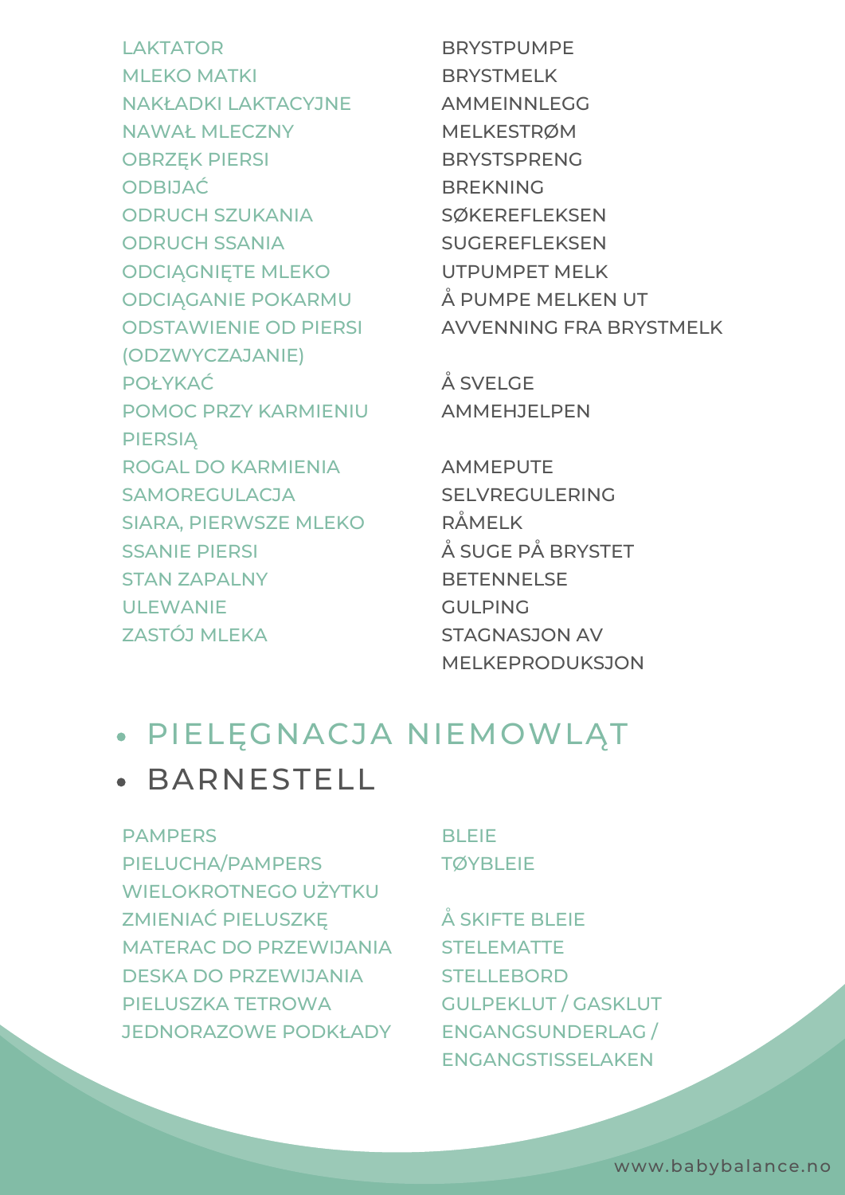| | |
|---|---|
| LAKTATOR | BRYSTPUMPE |
| MLEKO MATKI | BRYSTMELK |
| NAKŁADKI LAKTACYJNE | AMMEINNLEGG |
| NAWAŁ MLECZNY | MELKESTRØM |
| OBRZĘK PIERSI | BRYSTSPRENG |
| ODBIJAĆ | BREKNING |
| ODRUCH SZUKANIA | SØKEREFLEKSEN |
| ODRUCH SSANIA | SUGEREFLEKSEN |
| ODCIĄGNIĘTE MLEKO | UTPUMPET MELK |
| ODCIĄGANIE POKARMU | Å PUMPE MELKEN UT |
| ODSTAWIENIE OD PIERSI (ODZWYCZAJANIE) | AVVENNING FRA BRYSTMELK |
| POŁYKAĆ | Å SVELGE |
| POMOC PRZY KARMIENIU PIERSIĄ | AMMEHJELPEN |
| ROGAL DO KARMIENIA | AMMEPUTE |
| SAMOREGULACJA | SELVREGULERING |
| SIARA, PIERWSZE MLEKO | RÅMELK |
| SSANIE PIERSI | Å SUGE PÅ BRYSTET |
| STAN ZAPALNY | BETENNELSE |
| ULEWANIE | GULPING |
| ZASTÓJ MLEKA | STAGNASJON AV MELKEPRODUKSJON |

- PIELĘGNACJA NIEMOWLĄT
- BARNESTELL

| | |
|---|---|
| PAMPERS | BLEIE |
| PIELUCHA/PAMPERS WIELOKROTNEGO UŻYTKU | TØYBLEIE |
| ZMIENIAĆ PIELUSZKĘ | Å SKIFTE BLEIE |
| MATERAC DO PRZEWIJANIA | STELEMATTE |
| DESKA DO PRZEWIJANIA | STELLEBORD |
| PIELUSZKA TETROWA | GULPEKLUT / GASKLUT |
| JEDNORAZOWE PODKŁADY | ENGANGSUNDERLAG / ENGANGSTISSELAKEN |

www.babybalance.no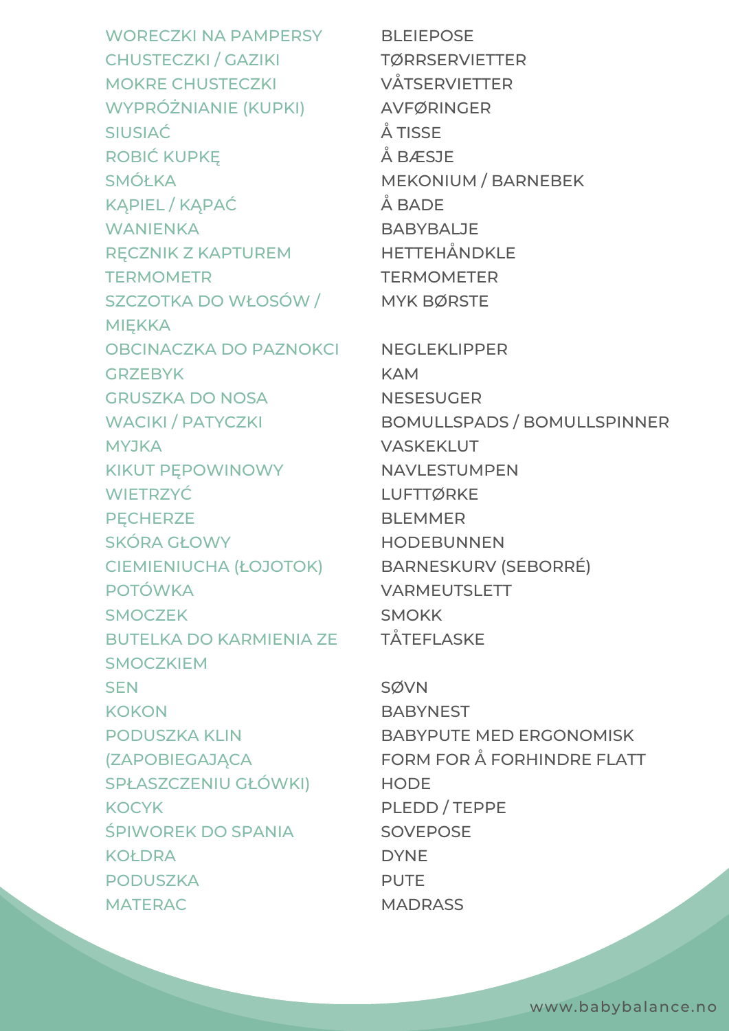| | |
|---|---|
| WORECZKI NA PAMPERSY | BLEIEPOSE |
| CHUSTECZKI / GAZIKI | TØRRSERVIETTER |
| MOKRE CHUSTECZKI | VÅTSERVIETTER |
| WYPRÓŻNIANIE (KUPKI) | AVFØRINGER |
| SIUSIAĆ | Å TISSE |
| ROBIĆ KUPKĘ | Å BÆSJE |
| SMÓŁKA | MEKONIUM / BARNEBEK |
| KĄPIEL / KĄPAĆ | Å BADE |
| WANIENKA | BABYBALJE |
| RĘCZNIK Z KAPTUREM | HETTEHÅNDKLE |
| TERMOMETR | TERMOMETER |
| SZCZOTKA DO WŁOSÓW / MIĘKKA | MYK BØRSTE |
| OBCINACZKA DO PAZNOKCI | NEGLEKLIPPER |
| GRZEBYK | KAM |
| GRUSZKA DO NOSA | NESESUGER |
| WACIKI / PATYCZKI | BOMULLSPADS / BOMULLSPINNER |
| MYJKA | VASKEKLUT |
| KIKUT PĘPOWINOWY | NAVLESTUMPEN |
| WIETRZYĆ | LUFTTØRKE |
| PĘCHERZE | BLEMMER |
| SKÓRA GŁOWY | HODEBUNNEN |
| CIEMIENIUCHA (ŁOJOTOK) | BARNESKURV (SEBORRÉ) |
| POTÓWKA | VARMEUTSLETT |
| SMOCZEK | SMOKK |
| BUTELKA DO KARMIENIA ZE SMOCZKIEM | TÅTEFLASKE |
| SEN | SØVN |
| KOKON | BABYNEST |
| PODUSZKA KLIN (ZAPOBIEGAJĄCA SPŁASZCZENIU GŁÓWKI) | BABYPUTE MED ERGONOMISK FORM FOR Å FORHINDRE FLATT HODE |
| KOCYK | PLEDD / TEPPE |
| ŚPIWOREK DO SPANIA | SOVEPOSE |
| KOŁDRA | DYNE |
| PODUSZKA | PUTE |
| MATERAC | MADRASS |

www.babybalance.no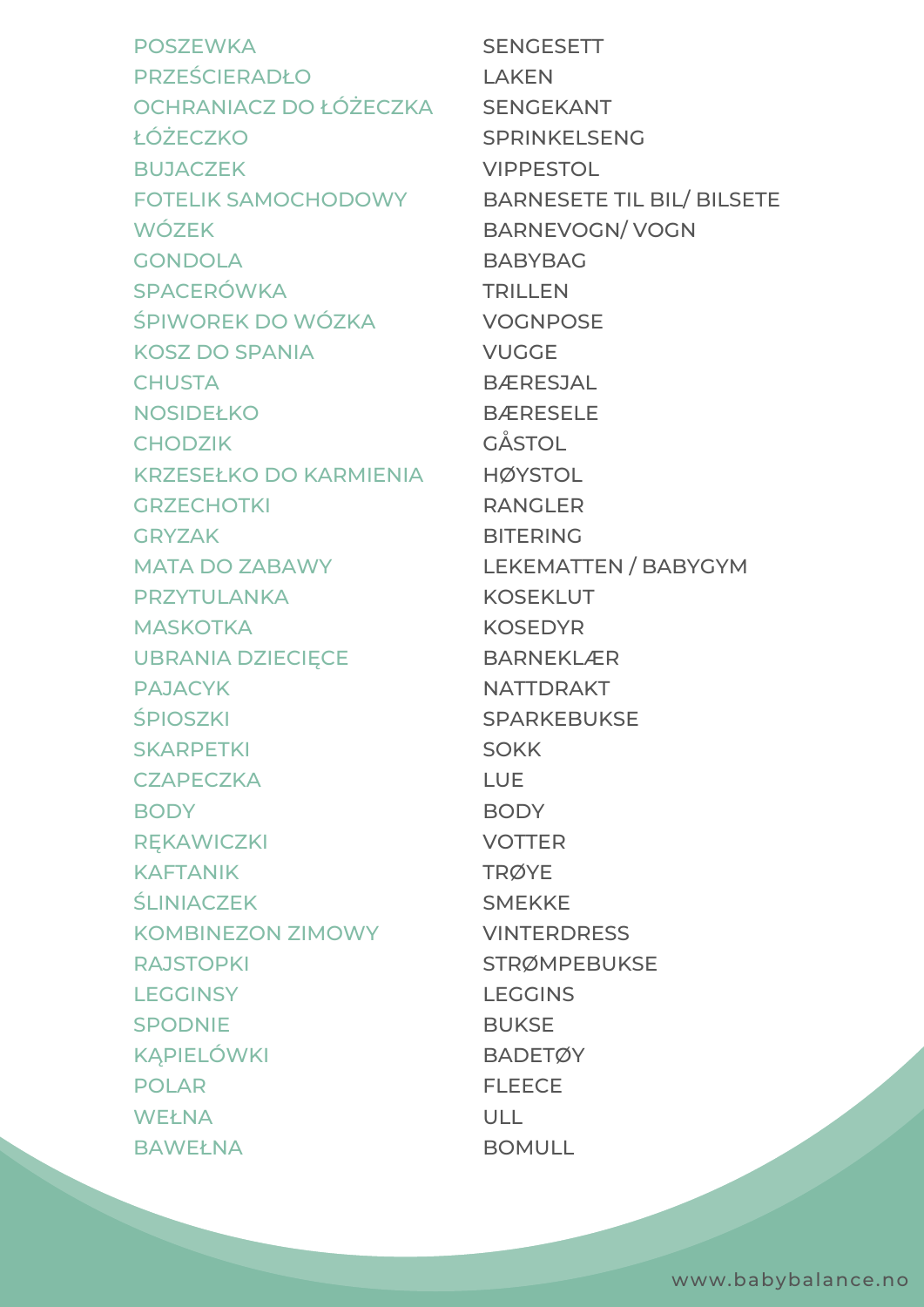| | |
|---|---|
| POSZEWKA | SENGESETT |
| PRZEŚCIERADŁO | LAKEN |
| OCHRANIACZ DO ŁÓŻECZKA | SENGEKANT |
| ŁÓŻECZKO | SPRINKELSENG |
| BUJACZEK | VIPPESTOL |
| FOTELIK SAMOCHODOWY | BARNESETE TIL BIL/ BILSETE |
| WÓZEK | BARNEVOGN/ VOGN |
| GONDOLA | BABYBAG |
| SPACERÓWKA | TRILLEN |
| ŚPIWOREK DO WÓZKA | VOGNPOSE |
| KOSZ DO SPANIA | VUGGE |
| CHUSTA | BÆRESJAL |
| NOSIDEŁKO | BÆRESELE |
| CHODZIK | GÅSTOL |
| KRZESEŁKO DO KARMIENIA | HØYSTOL |
| GRZECHOTKI | RANGLER |
| GRYZAK | BITERING |
| MATA DO ZABAWY | LEKEMATTEN / BABYGYM |
| PRZYTULANKA | KOSEKLUT |
| MASKOTKA | KOSEDYR |
| UBRANIA DZIECIĘCE | BARNEKLÆR |
| PAJACYK | NATTDRAKT |
| ŚPIOSZKI | SPARKEBUKSE |
| SKARPETKI | SOKK |
| CZAPECZKA | LUE |
| BODY | BODY |
| RĘKAWICZKI | VOTTER |
| KAFTANIK | TRØYE |
| ŚLINIACZEK | SMEKKE |
| KOMBINEZON ZIMOWY | VINTERDRESS |
| RAJSTOPKI | STRØMPEBUKSE |
| LEGGINSY | LEGGINS |
| SPODNIE | BUKSE |
| KĄPIELÓWKI | BADETØY |
| POLAR | FLEECE |
| WEŁNA | ULL |
| BAWEŁNA | BOMULL |

www.babybalance.no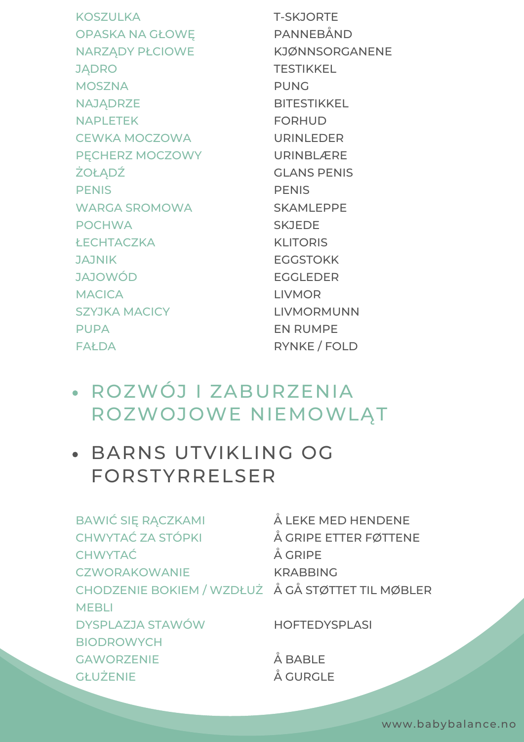| | |
|---|---|
| KOSZULKA | T-SKJORTE |
| OPASKA NA GŁOWĘ | PANNEBÅND |
| NARZĄDY PŁCIOWE | KJØNNSORGANENE |
| JĄDRO | TESTIKKEL |
| MOSZNA | PUNG |
| NAJĄDRZE | BITESTIKKEL |
| NAPLETEK | FORHUD |
| CEWKA MOCZOWA | URINLEDER |
| PĘCHERZ MOCZOWY | URINBLÆRE |
| ŻOŁĄDŹ | GLANS PENIS |
| PENIS | PENIS |
| WARGA SROMOWA | SKAMLEPPE |
| POCHWA | SKJEDE |
| ŁECHTACZKA | KLITORIS |
| JAJNIK | EGGSTOKK |
| JAJOWÓD | EGGLEDER |
| MACICA | LIVMOR |
| SZYJKA MACICY | LIVMORMUNN |
| PUPA | EN RUMPE |
| FAŁDA | RYNKE / FOLD |

- ROZWÓJ I ZABURZENIA ROZWOJOWE NIEMOWLĄT
- BARNS UTVIKLING OG FORSTYRRELSER

| | |
|---|---|
| BAWIĆ SIĘ RĄCZKAMI | Å LEKE MED HENDENE |
| CHWYTAĆ ZA STÓPKI | Å GRIPE ETTER FØTTENE |
| CHWYTAĆ | Å GRIPE |
| CZWORAKOWANIE | KRABBING |
| CHODZENIE BOKIEM / WZDŁUŻ MEBLI | Å GÅ STØTTET TIL MØBLER |
| DYSPLAZJA STAWÓW BIODROWYCH | HOFTEDYSPLASI |
| GAWORZENIE | Å BABLE |
| GŁUŻENIE | Å GURGLE |

www.babybalance.no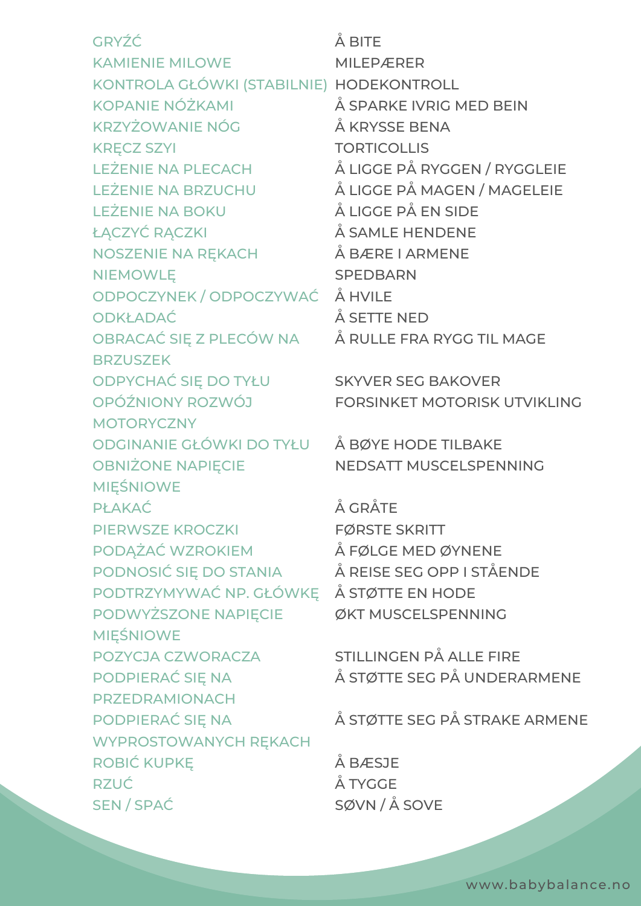| | |
|---|---|
| GRYŹĆ | Å BITE |
| KAMIENIE MILOWE | MILEPÆRER |
| KONTROLA GŁÓWKI (STABILNIE) | HODEKONTROLL |
| KOPANIE NÓŻKAMI | Å SPARKE IVRIG MED BEIN |
| KRZYŻOWANIE NÓG | Å KRYSSE BENA |
| KRĘCZ SZYI | TORTICOLLIS |
| LEŻENIE NA PLECACH | Å LIGGE PÅ RYGGEN / RYGGLEIE |
| LEŻENIE NA BRZUCHU | Å LIGGE PÅ MAGEN / MAGELEIE |
| LEŻENIE NA BOKU | Å LIGGE PÅ EN SIDE |
| ŁĄCZYĆ RĄCZKI | Å SAMLE HENDENE |
| NOSZENIE NA RĘKACH | Å BÆRE I ARMENE |
| NIEMOWLĘ | SPEDBARN |
| ODPOCZYNEK / ODPOCZYWAĆ | Å HVILE |
| ODKŁADAĆ | Å SETTE NED |
| OBRACAĆ SIĘ Z PLECÓW NA BRZUSZEK | Å RULLE FRA RYGG TIL MAGE |
| ODPYCHAĆ SIĘ DO TYŁU | SKYVER SEG BAKOVER |
| OPÓŹNIONY ROZWÓJ MOTORYCZNY | FORSINKET MOTORISK UTVIKLING |
| ODGINANIE GŁÓWKI DO TYŁU | Å BØYE HODE TILBAKE |
| OBNIŻONE NAPIĘCIE MIĘŚNIOWE | NEDSATT MUSCELSPENNING |
| PŁAKAĆ | Å GRÅTE |
| PIERWSZE KROCZKI | FØRSTE SKRITT |
| PODĄŻAĆ WZROKIEM | Å FØLGE MED ØYNENE |
| PODNOSIĆ SIĘ DO STANIA | Å REISE SEG OPP I STÅENDE |
| PODTRZYMYWAĆ NP. GŁÓWKĘ | Å STØTTE EN HODE |
| PODWYŻSZONE NAPIĘCIE MIĘŚNIOWE | ØKT MUSCELSPENNING |
| POZYCJA CZWORACZA | STILLINGEN PÅ ALLE FIRE |
| PODPIERAĆ SIĘ NA PRZEDRAMIONACH | Å STØTTE SEG PÅ UNDERARMENE |
| PODPIERAĆ SIĘ NA WYPROSTOWANYCH RĘKACH | Å STØTTE SEG PÅ STRAKE ARMENE |
| ROBIĆ KUPKĘ | Å BÆSJE |
| RZUĆ | Å TYGGE |
| SEN / SPAĆ | SØVN / Å SOVE |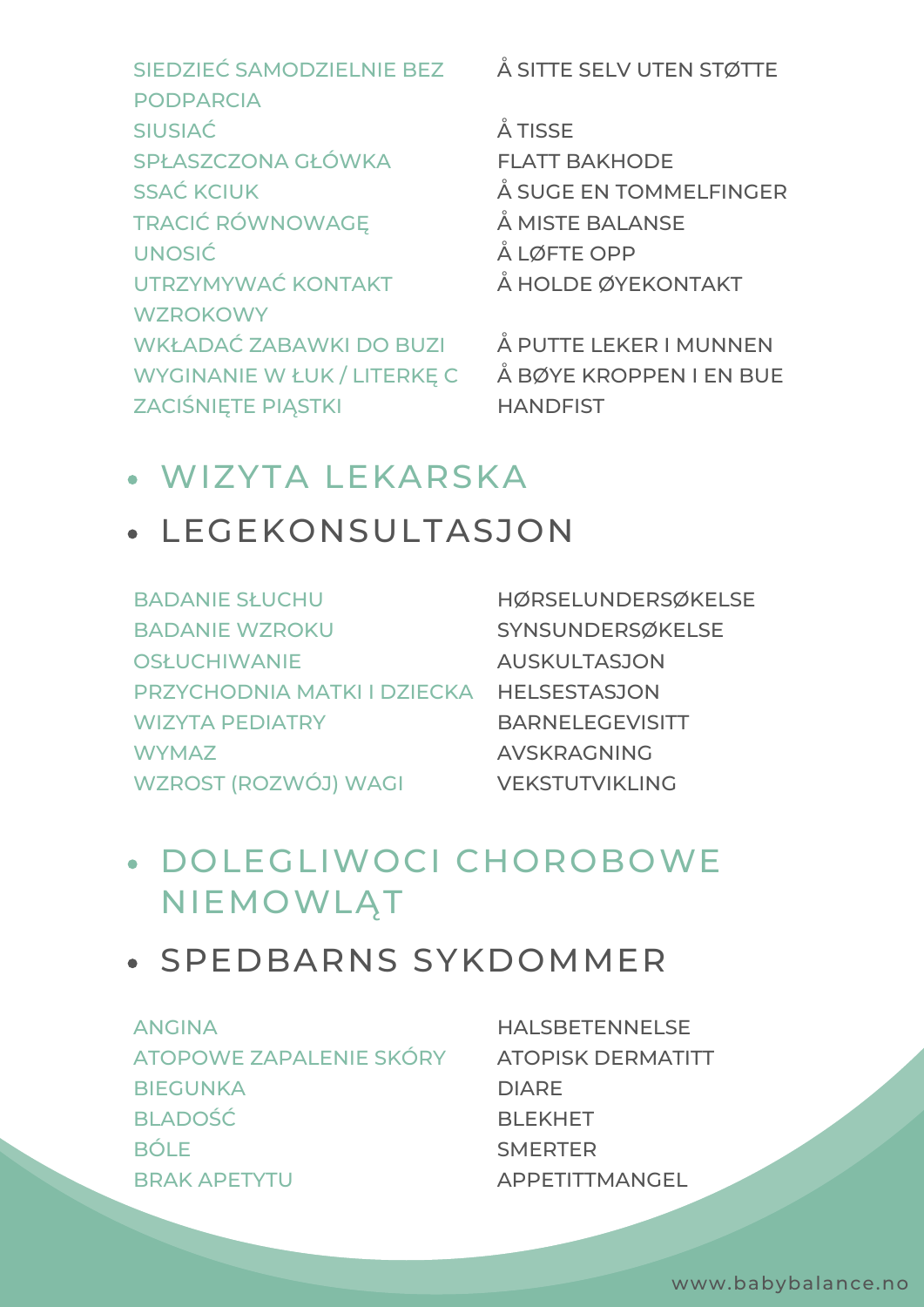| | |
|---|---|
| SIEDZIEĆ SAMODZIELNIE BEZ PODPARCIA | Å SITTE SELV UTEN STØTTE |
| SIUSIAĆ | Å TISSE |
| SPŁASZCZONA GŁÓWKA | FLATT BAKHODE |
| SSAĆ KCIUK | Å SUGE EN TOMMELFINGER |
| TRACIĆ RÓWNOWAGĘ | Å MISTE BALANSE |
| UNOSIĆ | Å LØFTE OPP |
| UTRZYMYWAĆ KONTAKT WZROKOWY | Å HOLDE ØYEKONTAKT |
| WKŁADAĆ ZABAWKI DO BUZI | Å PUTTE LEKER I MUNNEN |
| WYGINANIE W ŁUK / LITERKĘ C | Å BØYE KROPPEN I EN BUE |
| ZACIŚNIĘTE PIĄSTKI | HANDFIST |

- ## WIZYTA LEKARSKA
- ## LEGEKONSULTASJON

| | |
|---|---|
| BADANIE SŁUCHU | HØRSELUNDERSØKELSE |
| BADANIE WZROKU | SYNSUNDERSØKELSE |
| OSŁUCHIWANIE | AUSKULTASJON |
| PRZYCHODNIA MATKI I DZIECKA | HELSESTASJON |
| WIZYTA PEDIATRY | BARNELEGEVISITT |
| WYMAZ | AVSKRAGNING |
| WZROST (ROZWÓJ) WAGI | VEKSTUTVIKLING |

- ## DOLEGLIWOCI CHOROBOWE NIEMOWLĄT
- ## SPEDBARNS SYKDOMMER

| | |
|---|---|
| ANGINA | HALSBETENNELSE |
| ATOPOWE ZAPALENIE SKÓRY | ATOPISK DERMATITT |
| BIEGUNKA | DIARE |
| BLADOŚĆ | BLEKHET |
| BÓLE | SMERTER |
| BRAK APETYTU | APPETITTMANGEL |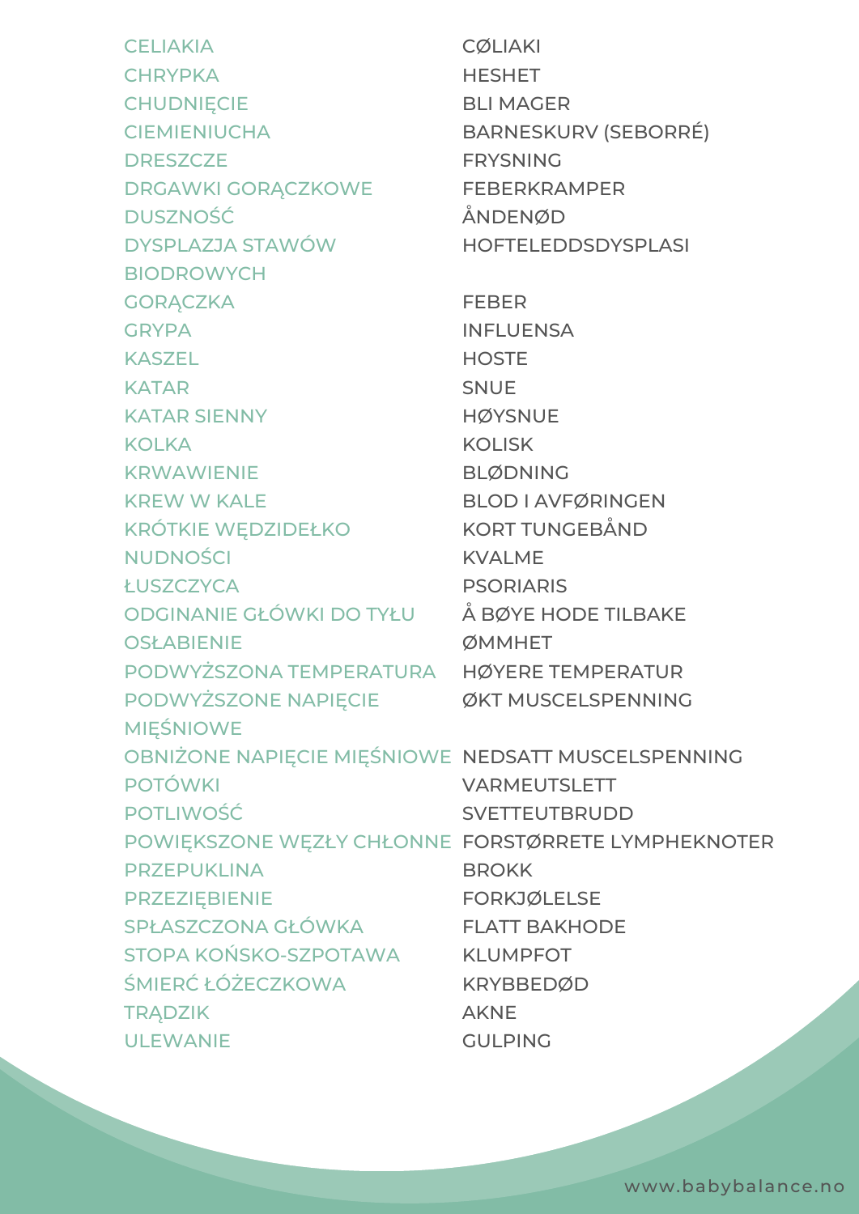| | |
|---|---|
| CELIAKIA | CØLIAKI |
| CHRYPKA | HESHET |
| CHUDNIĘCIE | BLI MAGER |
| CIEMIENIUCHA | BARNESKURV (SEBORRÉ) |
| DRESZCZE | FRYSNING |
| DRGAWKI GORĄCZKOWE | FEBERKRAMPER |
| DUSZNOŚĆ | ÅNDENØD |
| DYSPLAZJA STAWÓW BIODROWYCH | HOFTELEDDSDYSPLASI |
| GORĄCZKA | FEBER |
| GRYPA | INFLUENSA |
| KASZEL | HOSTE |
| KATAR | SNUE |
| KATAR SIENNY | HØYSNUE |
| KOLKA | KOLISK |
| KRWAWIENIE | BLØDNING |
| KREW W KALE | BLOD I AVFØRINGEN |
| KRÓTKIE WĘDZIDEŁKO | KORT TUNGEBÅND |
| NUDNOŚCI | KVALME |
| ŁUSZCZYCA | PSORIARIS |
| ODGINANIE GŁÓWKI DO TYŁU | Å BØYE HODE TILBAKE |
| OSŁABIENIE | ØMMHET |
| PODWYŻSZONA TEMPERATURA | HØYERE TEMPERATUR |
| PODWYŻSZONE NAPIĘCIE MIĘŚNIOWE | ØKT MUSCELSPENNING |
| OBNIŻONE NAPIĘCIE MIĘŚNIOWE | NEDSATT MUSCELSPENNING |
| POTÓWKI | VARMEUTSLETT |
| POTLIWOŚĆ | SVETTEUTBRUDD |
| POWIĘKSZONE WĘZŁY CHŁONNE | FORSTØRRETE LYMPHEKNOTER |
| PRZEPUKLINA | BROKK |
| PRZEZIĘBIENIE | FORKJØLELSE |
| SPŁASZCZONA GŁÓWKA | FLATT BAKHODE |
| STOPA KOŃSKO-SZPOTAWA | KLUMPFOT |
| ŚMIERĆ ŁÓŻECZKOWA | KRYBBEDØD |
| TRĄDZIK | AKNE |
| ULEWANIE | GULPING |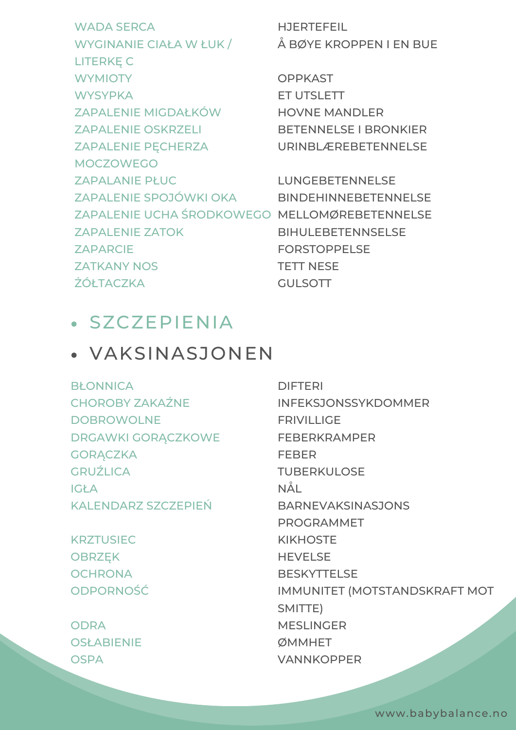| | |
|---|---|
| WADA SERCA | HJERTEFEIL |
| WYGINANIE CIAŁA W ŁUK / LITERKĘ C | Å BØYE KROPPEN I EN BUE |
| WYMIOTY | OPPKAST |
| WYSYPKA | ET UTSLETT |
| ZAPALENIE MIGDAŁKÓW | HOVNE MANDLER |
| ZAPALENIE OSKRZELI | BETENNELSE I BRONKIER |
| ZAPALENIE PĘCHERZA MOCZOWEGO | URINBLÆREBETENNELSE |
| ZAPALANIE PŁUC | LUNGEBETENNELSE |
| ZAPALENIE SPOJÓWKI OKA | BINDEHINNEBETENNELSE |
| ZAPALENIE UCHA ŚRODKOWEGO | MELLOMØREBETENNELSE |
| ZAPALENIE ZATOK | BIHULEBETENNSELSE |
| ZAPARCIE | FORSTOPPELSE |
| ZATKANY NOS | TETT NESE |
| ŻÓŁTACZKA | GULSOTT |

- SZCZEPIENIA
- VAKSINASJONEN

| | |
|---|---|
| BŁONNICA | DIFTERI |
| CHOROBY ZAKAŹNE | INFEKSJONSSYKDOMMER |
| DOBROWOLNE | FRIVILLIGE |
| DRGAWKI GORĄCZKOWE | FEBERKRAMPER |
| GORĄCZKA | FEBER |
| GRUŹLICA | TUBERKULOSE |
| IGŁA | NÅL |
| KALENDARZ SZCZEPIEŃ | BARNEVAKSINASJONS PROGRAMMET |
| KRZTUSIEC | KIKHOSTE |
| OBRZĘK | HEVELSE |
| OCHRONA | BESKYTTELSE |
| ODPORNOŚĆ | IMMUNITET (MOTSTANDSKRAFT MOT SMITTE) |
| ODRA | MESLINGER |
| OSŁABIENIE | ØMMHET |
| OSPA | VANNKOPPER |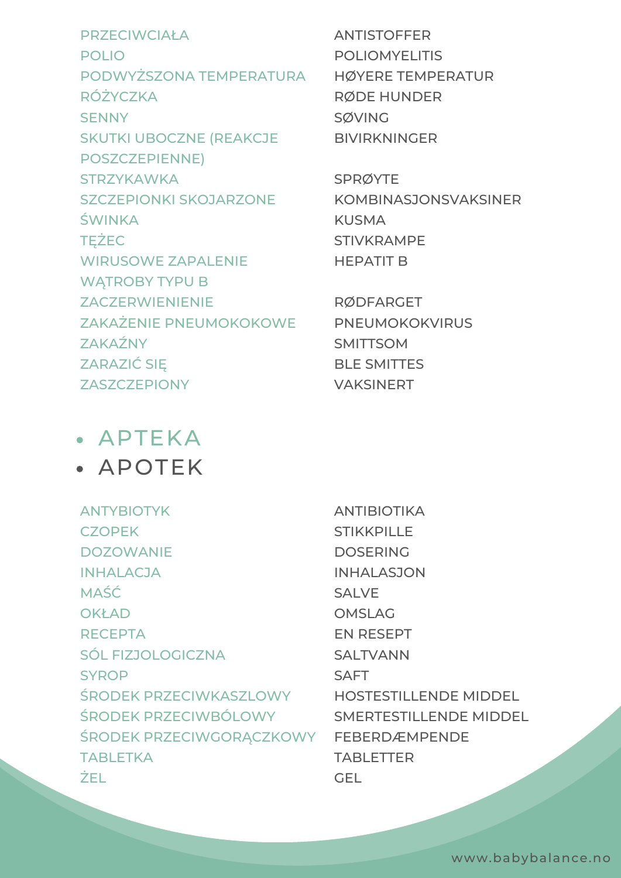| | |
|---|---|
| PRZECIWCIAŁA | ANTISTOFFER |
| POLIO | POLIOMYELITIS |
| PODWYŻSZONA TEMPERATURA | HØYERE TEMPERATUR |
| RÓŻYCZKA | RØDE HUNDER |
| SENNY | SØVING |
| SKUTKI UBOCZNE (REAKCJE POSZCZEPIENNE) | BIVIRKNINGER |
| STRZYKAWKA | SPRØYTE |
| SZCZEPIONKI SKOJARZONE | KOMBINASJONSVAKSINER |
| ŚWINKA | KUSMA |
| TĘŻEC | STIVKRAMPE |
| WIRUSOWE ZAPALENIE WĄTROBY TYPU B | HEPATIT B |
| ZACZERWIENIENIE | RØDFARGET |
| ZAKAŻENIE PNEUMOKOKOWE | PNEUMOKOKVIRUS |
| ZAKAŹNY | SMITTSOM |
| ZARAZIĆ SIĘ | BLE SMITTES |
| ZASZCZEPIONY | VAKSINERT |

- APTEKA
- APOTEK

| | |
|---|---|
| ANTYBIOTYK | ANTIBIOTIKA |
| CZOPEK | STIKKPILLE |
| DOZOWANIE | DOSERING |
| INHALACJA | INHALASJON |
| MAŚĆ | SALVE |
| OKŁAD | OMSLAG |
| RECEPTA | EN RESEPT |
| SÓL FIZJOLOGICZNA | SALTVANN |
| SYROP | SAFT |
| ŚRODEK PRZECIWKASZLOWY | HOSTESTILLENDE MIDDEL |
| ŚRODEK PRZECIWBÓLOWY | SMERTESTILLENDE MIDDEL |
| ŚRODEK PRZECIWGORĄCZKOWY | FEBERDÆMPENDE |
| TABLETKA | TABLETTER |
| ŻEL | GEL |

www.babybalance.no